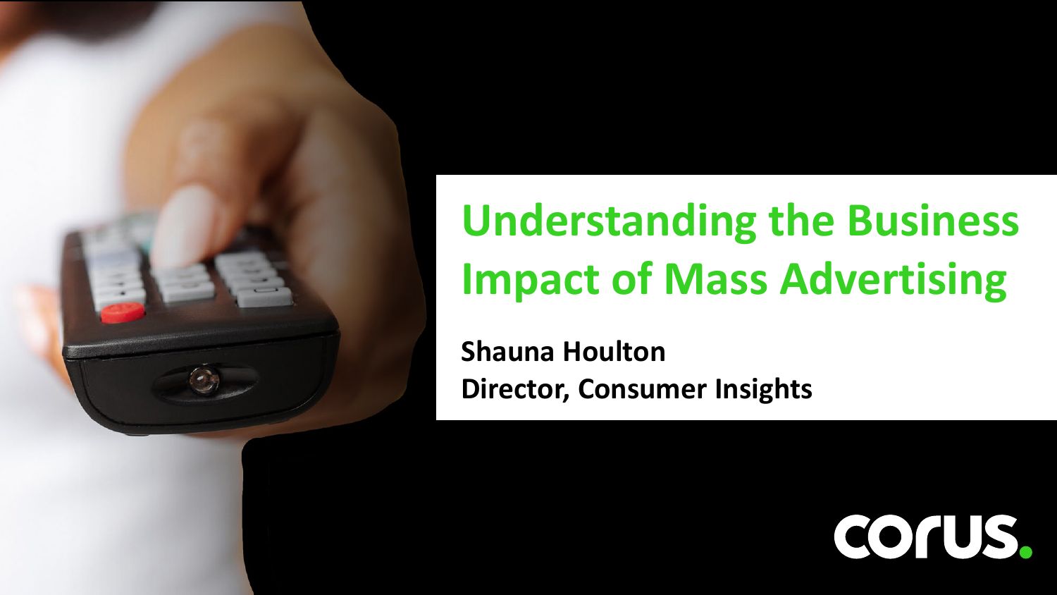# Understanding the Business Impact of Mass Advertising

**Shauna Houlton**
**Director, Consumer Insights**

corus.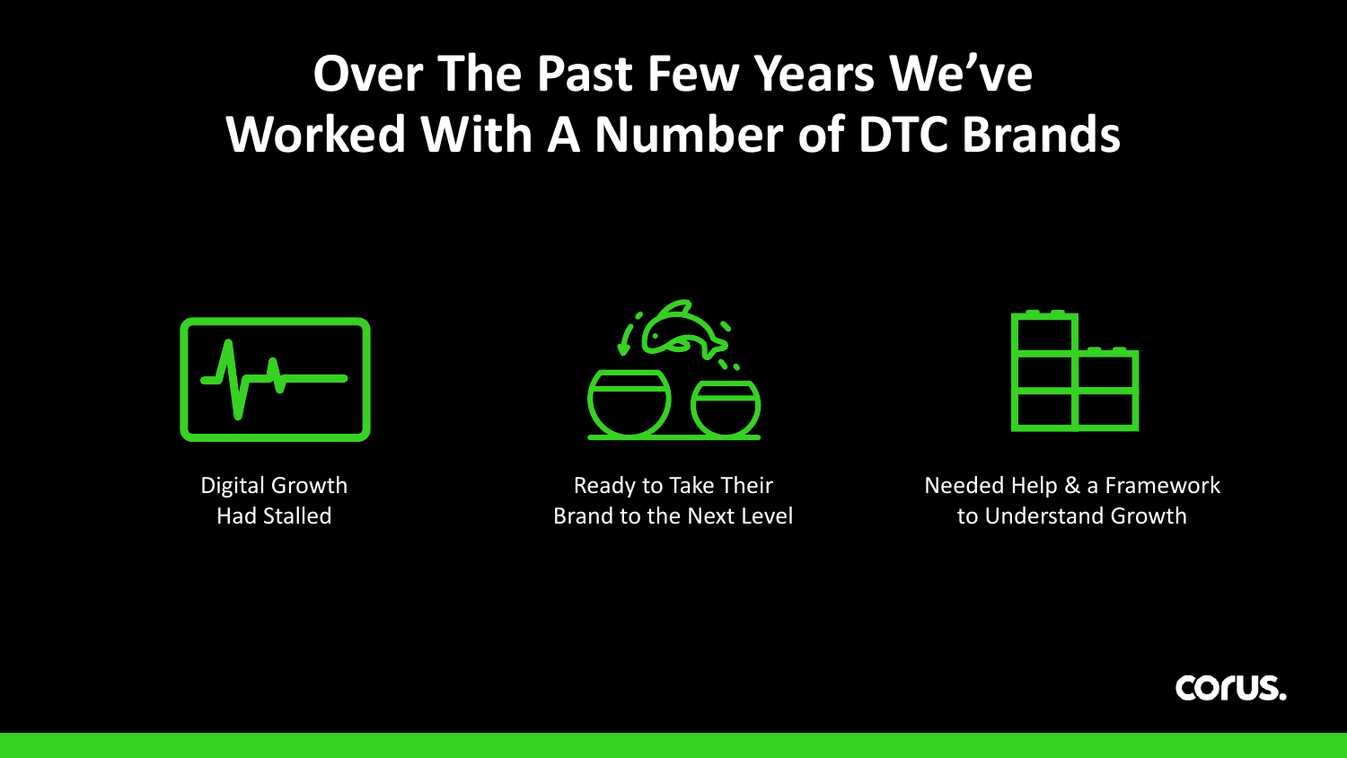# Over The Past Few Years We've Worked With A Number of DTC Brands

Digital Growth Had Stalled

Ready to Take Their Brand to the Next Level

Needed Help & a Framework to Understand Growth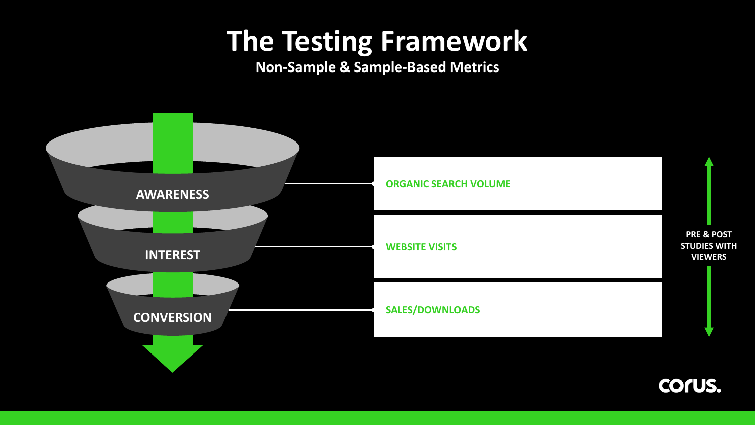# The Testing Framework

**Non-Sample & Sample-Based Metrics**

- **AWARENESS** — ORGANIC SEARCH VOLUME
- **INTEREST** — WEBSITE VISITS
- **CONVERSION** — SALES/DOWNLOADS

PRE & POST STUDIES WITH VIEWERS

corus.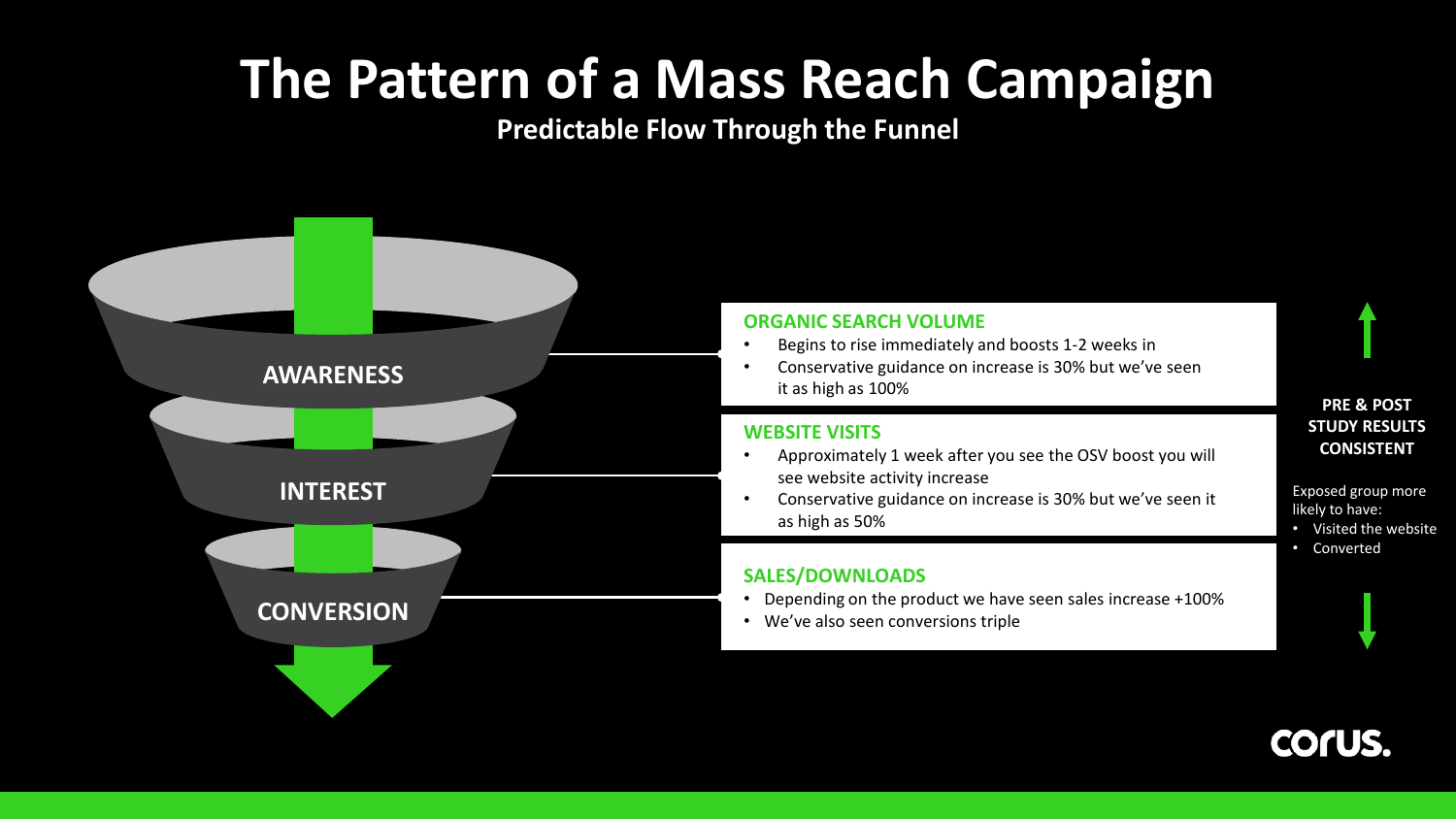# The Pattern of a Mass Reach Campaign

**Predictable Flow Through the Funnel**

**AWARENESS**

**INTEREST**

**CONVERSION**

### ORGANIC SEARCH VOLUME

- Begins to rise immediately and boosts 1-2 weeks in
- Conservative guidance on increase is 30% but we've seen it as high as 100%

### WEBSITE VISITS

- Approximately 1 week after you see the OSV boost you will see website activity increase
- Conservative guidance on increase is 30% but we've seen it as high as 50%

### SALES/DOWNLOADS

- Depending on the product we have seen sales increase +100%
- We've also seen conversions triple

**PRE & POST STUDY RESULTS CONSISTENT**

Exposed group more likely to have:

- Visited the website
- Converted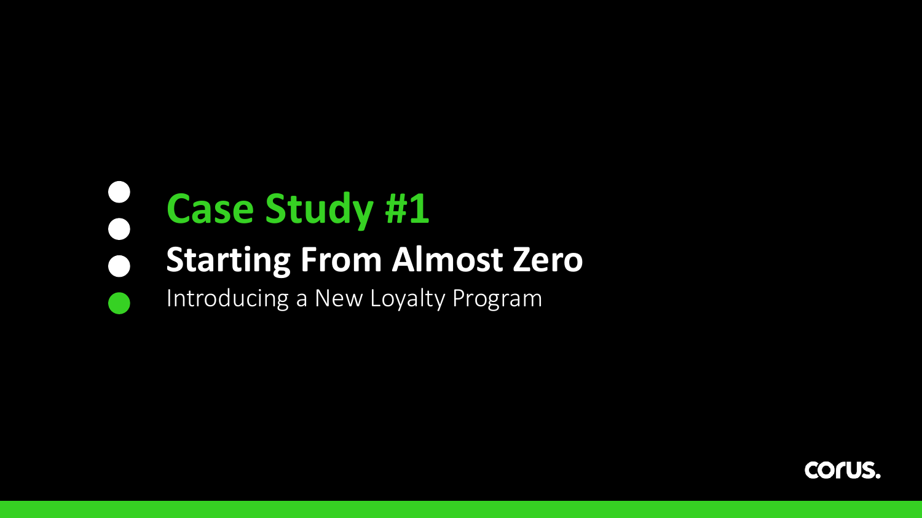# Case Study #1

## Starting From Almost Zero

Introducing a New Loyalty Program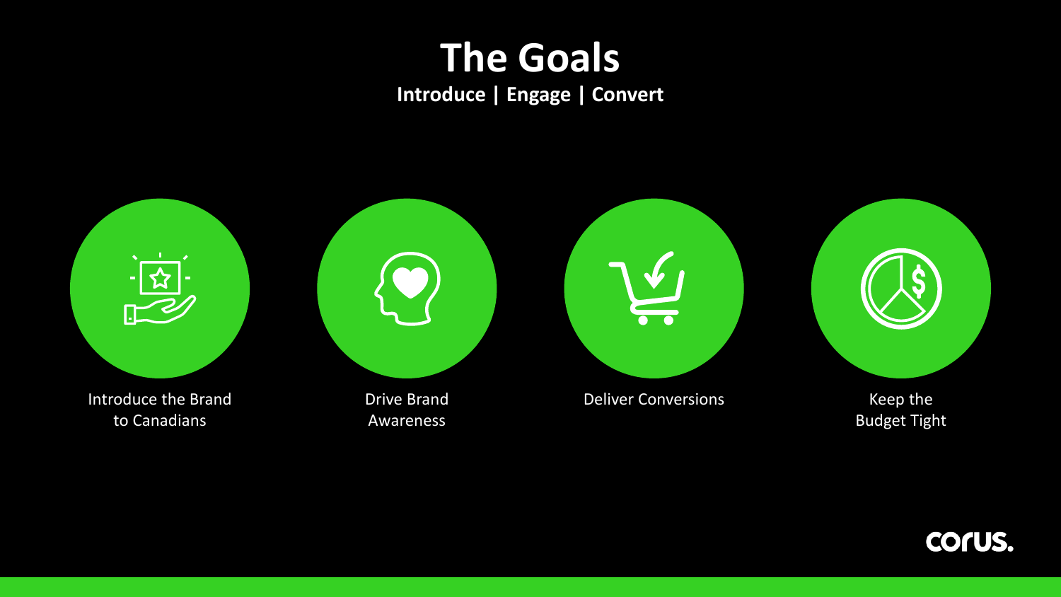# The Goals

**Introduce | Engage | Convert**

- Introduce the Brand to Canadians
- Drive Brand Awareness
- Deliver Conversions
- Keep the Budget Tight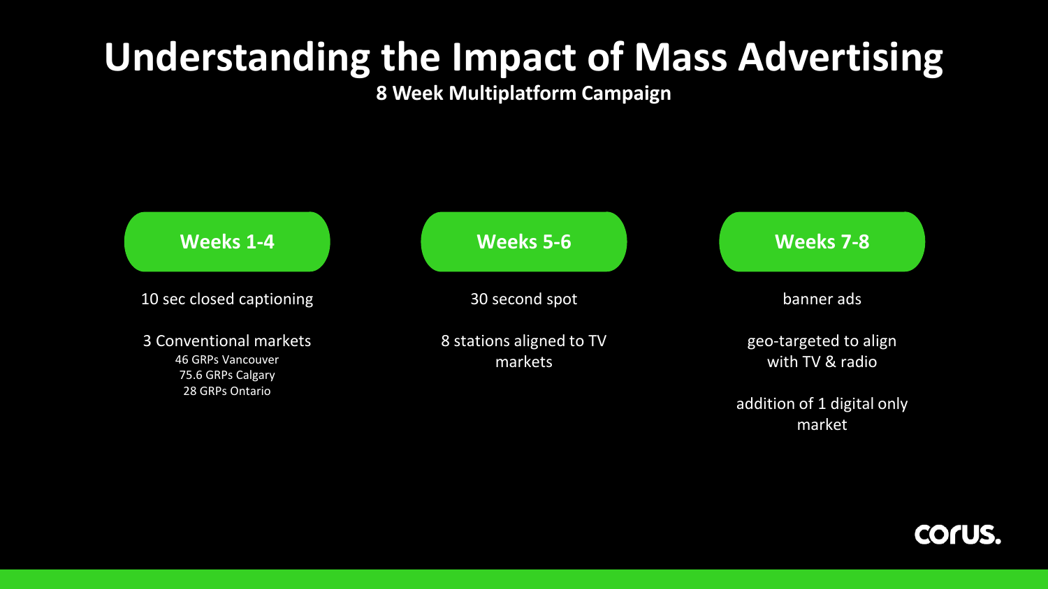# Understanding the Impact of Mass Advertising

**8 Week Multiplatform Campaign**

### Weeks 1-4

10 sec closed captioning

3 Conventional markets
46 GRPs Vancouver
75.6 GRPs Calgary
28 GRPs Ontario

### Weeks 5-6

30 second spot

8 stations aligned to TV markets

### Weeks 7-8

banner ads

geo-targeted to align with TV & radio

addition of 1 digital only market

corus.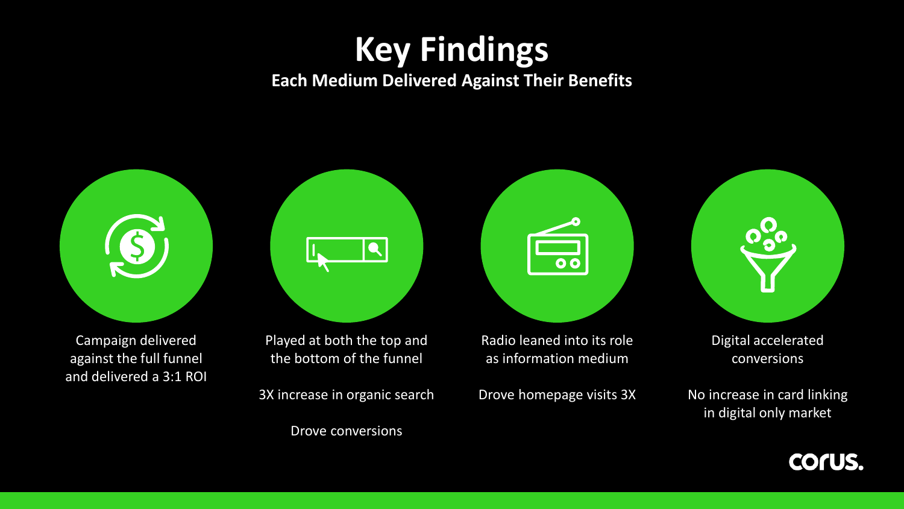# Key Findings

## Each Medium Delivered Against Their Benefits

Campaign delivered against the full funnel and delivered a 3:1 ROI

Played at both the top and the bottom of the funnel

3X increase in organic search

Drove conversions

Radio leaned into its role as information medium

Drove homepage visits 3X

Digital accelerated conversions

No increase in card linking in digital only market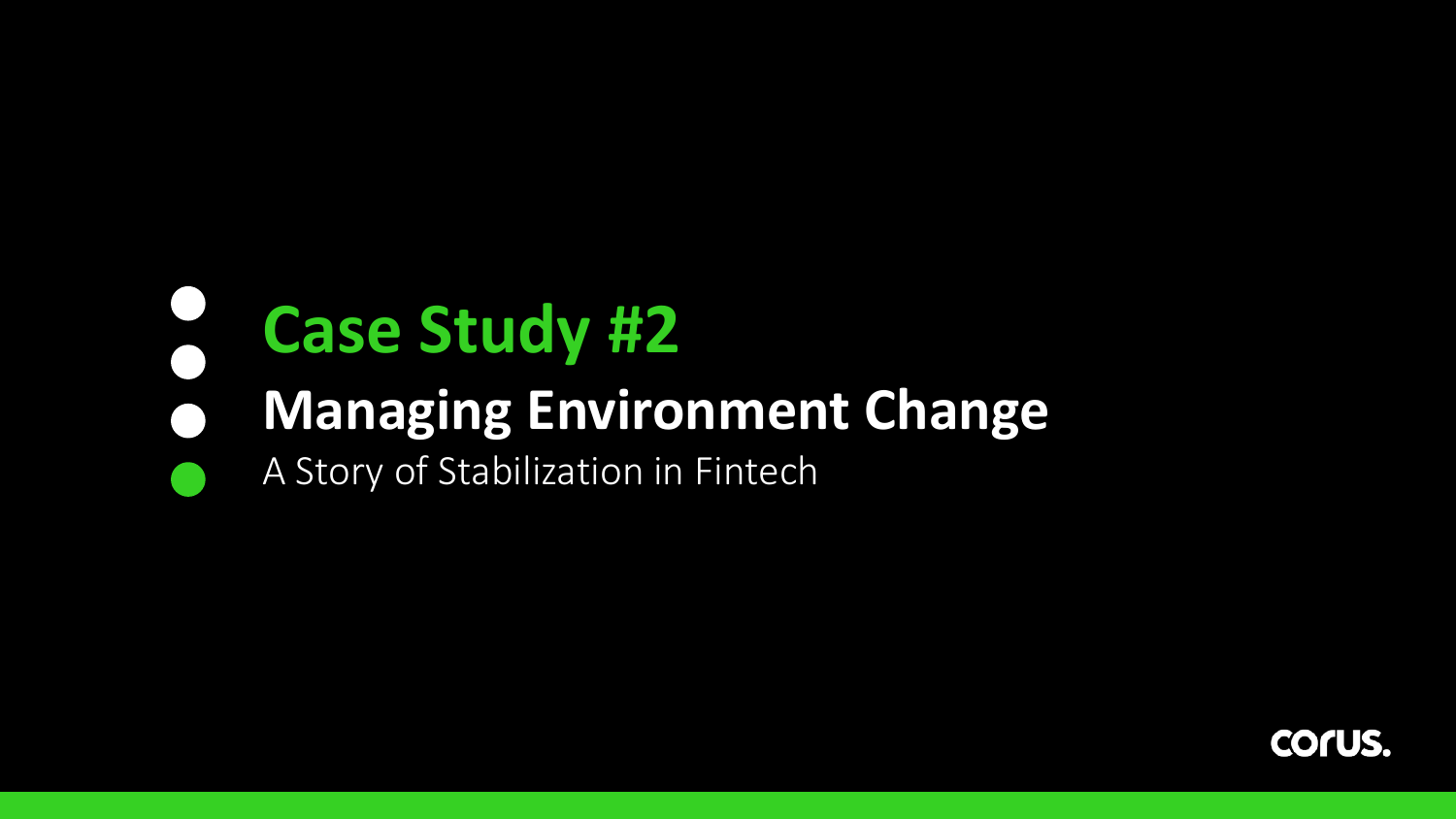# Case Study #2

## Managing Environment Change

A Story of Stabilization in Fintech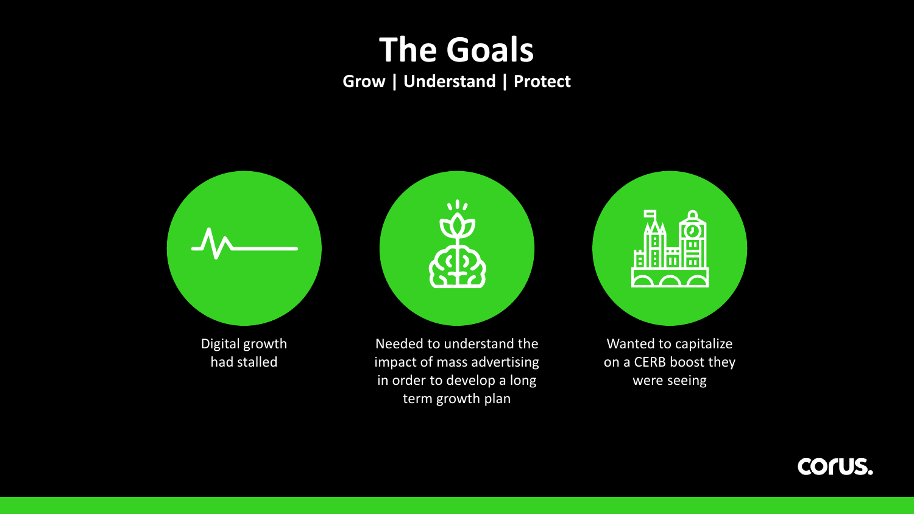# The Goals

**Grow | Understand | Protect**

Digital growth had stalled

Needed to understand the impact of mass advertising in order to develop a long term growth plan

Wanted to capitalize on a CERB boost they were seeing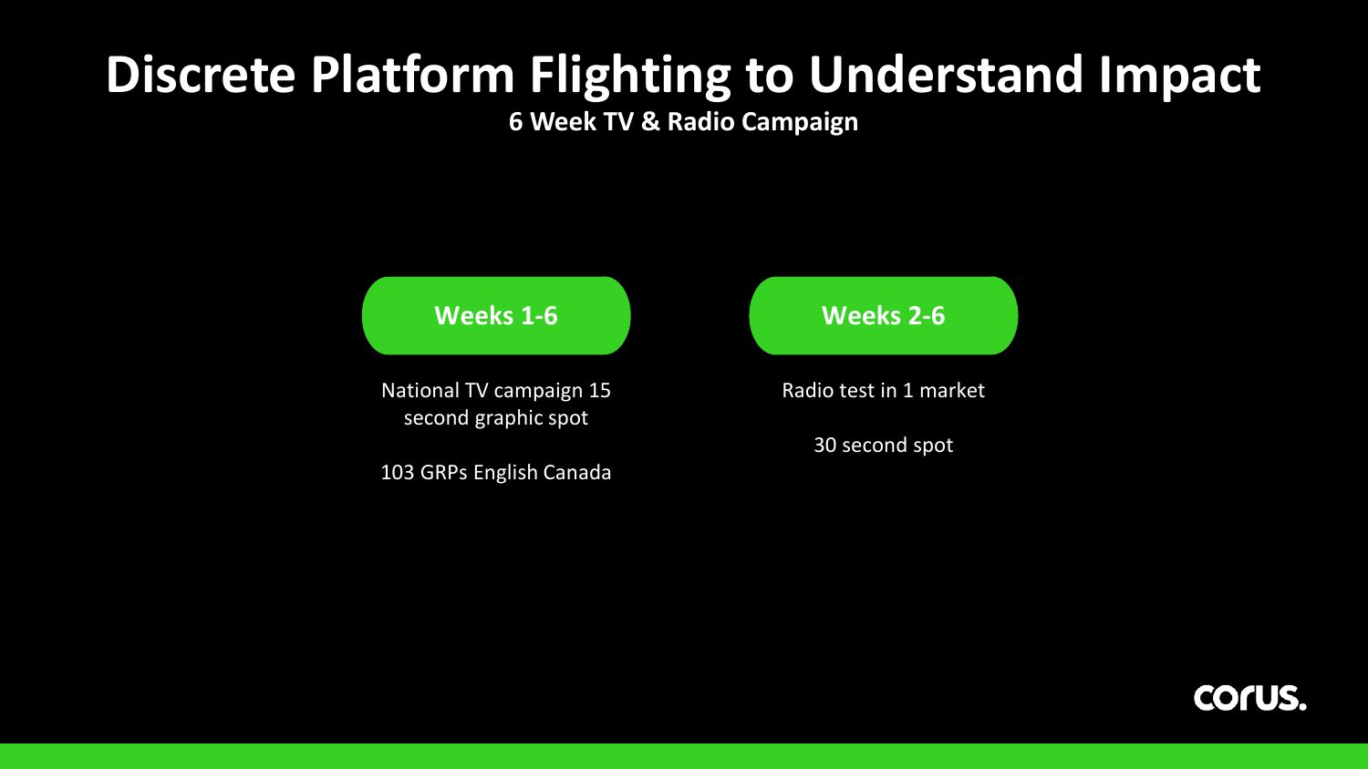# Discrete Platform Flighting to Understand Impact

**6 Week TV & Radio Campaign**

**Weeks 1-6**

National TV campaign 15 second graphic spot

103 GRPs English Canada

**Weeks 2-6**

Radio test in 1 market

30 second spot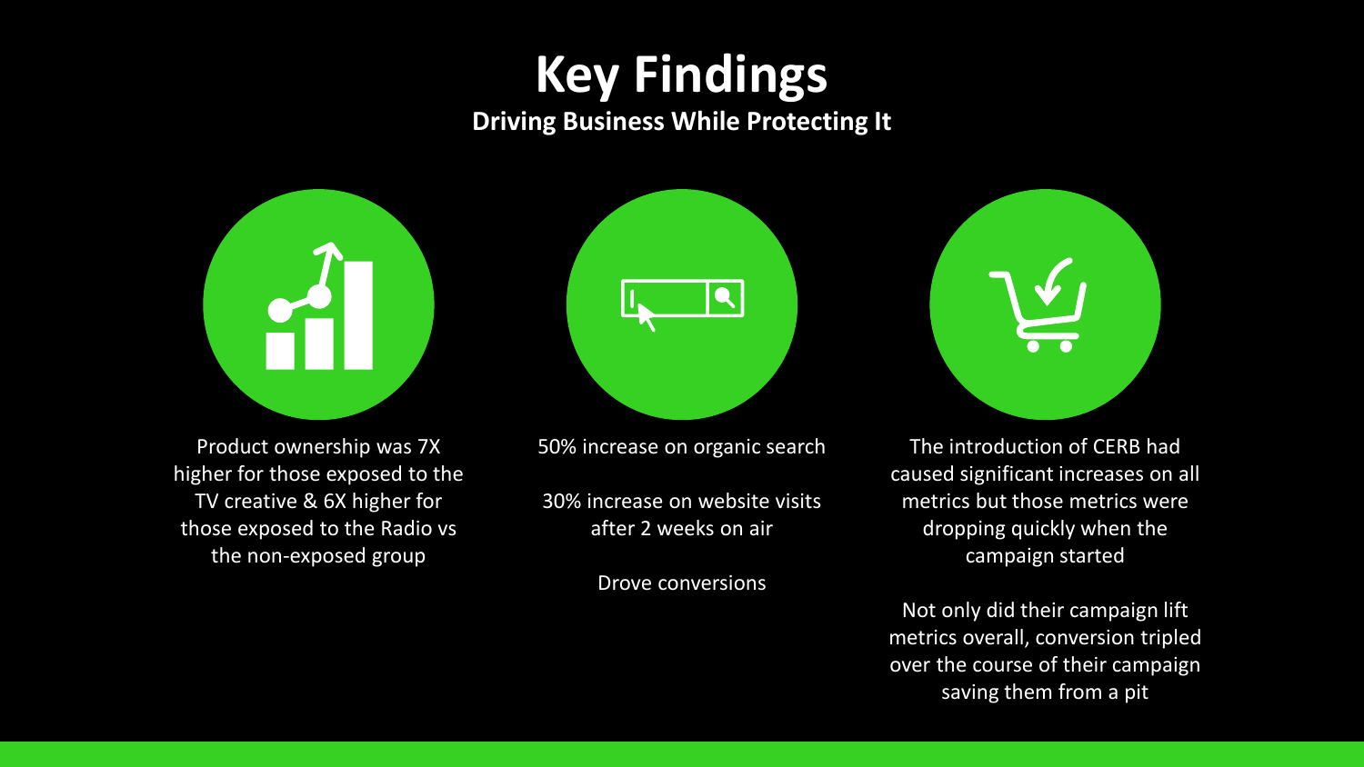# Key Findings

## Driving Business While Protecting It

Product ownership was 7X higher for those exposed to the TV creative & 6X higher for those exposed to the Radio vs the non-exposed group

50% increase on organic search

30% increase on website visits after 2 weeks on air

Drove conversions

The introduction of CERB had caused significant increases on all metrics but those metrics were dropping quickly when the campaign started

Not only did their campaign lift metrics overall, conversion tripled over the course of their campaign saving them from a pit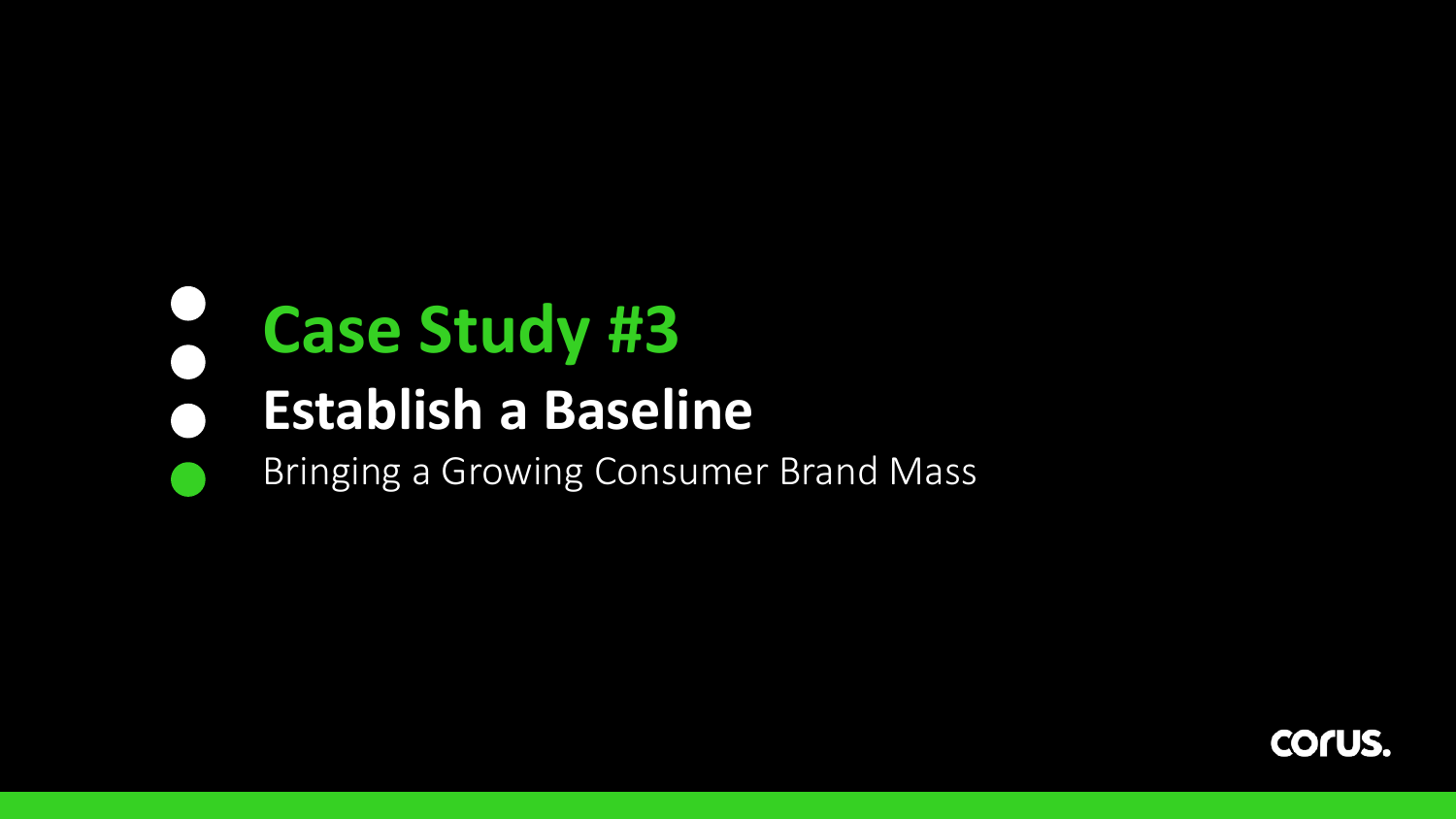# Case Study #3

## Establish a Baseline

Bringing a Growing Consumer Brand Mass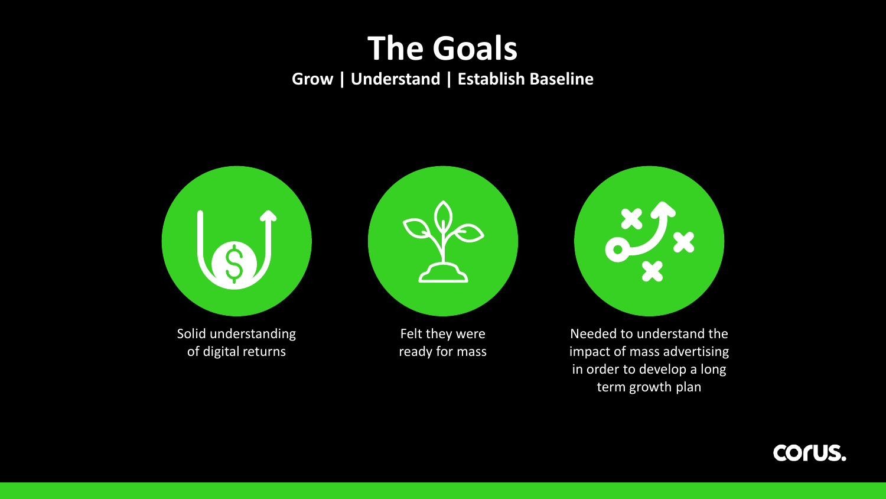# The Goals

**Grow | Understand | Establish Baseline**

- Solid understanding of digital returns
- Felt they were ready for mass
- Needed to understand the impact of mass advertising in order to develop a long term growth plan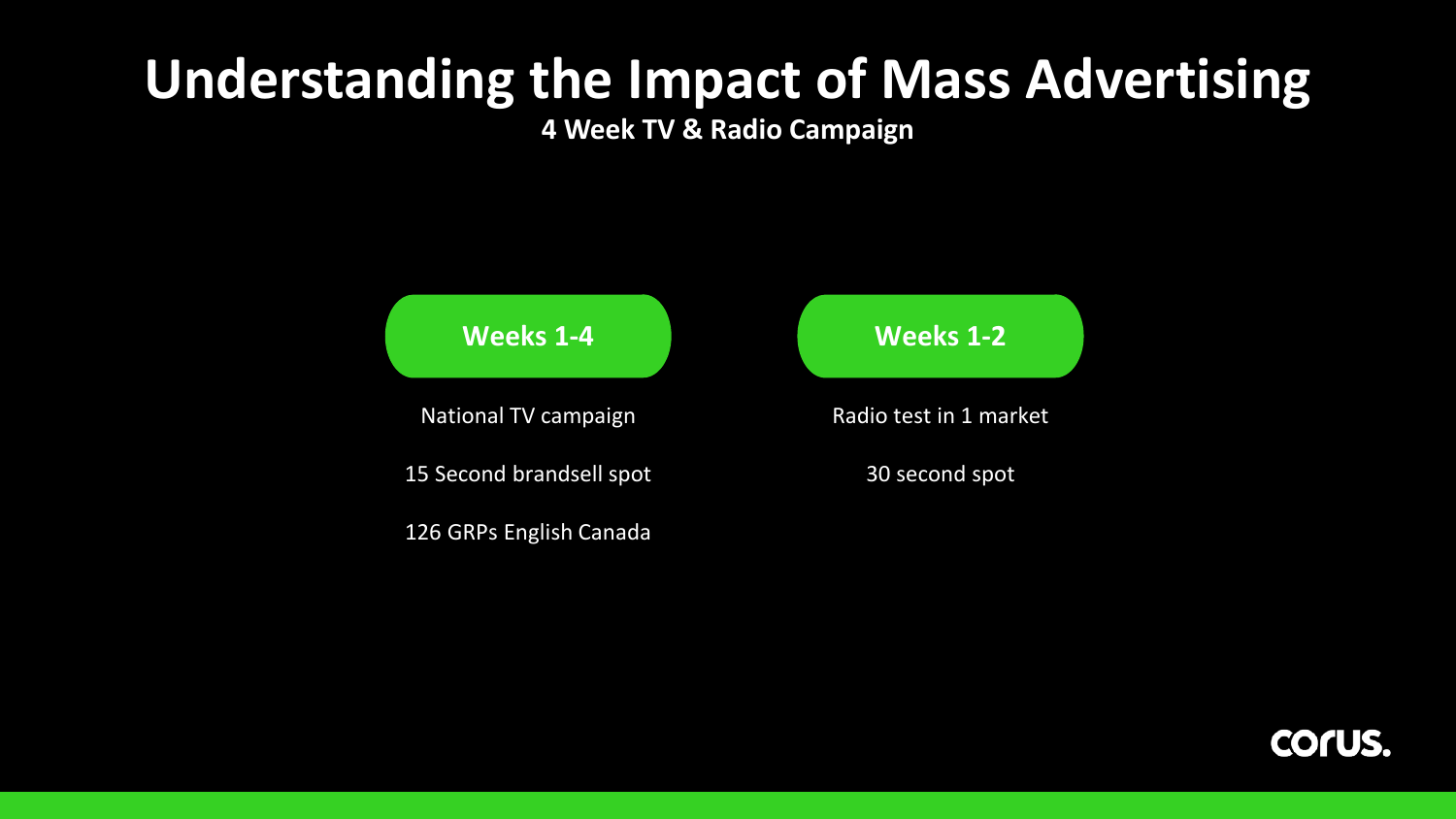# Understanding the Impact of Mass Advertising

**4 Week TV & Radio Campaign**

**Weeks 1-4**

National TV campaign

15 Second brandsell spot

126 GRPs English Canada

**Weeks 1-2**

Radio test in 1 market

30 second spot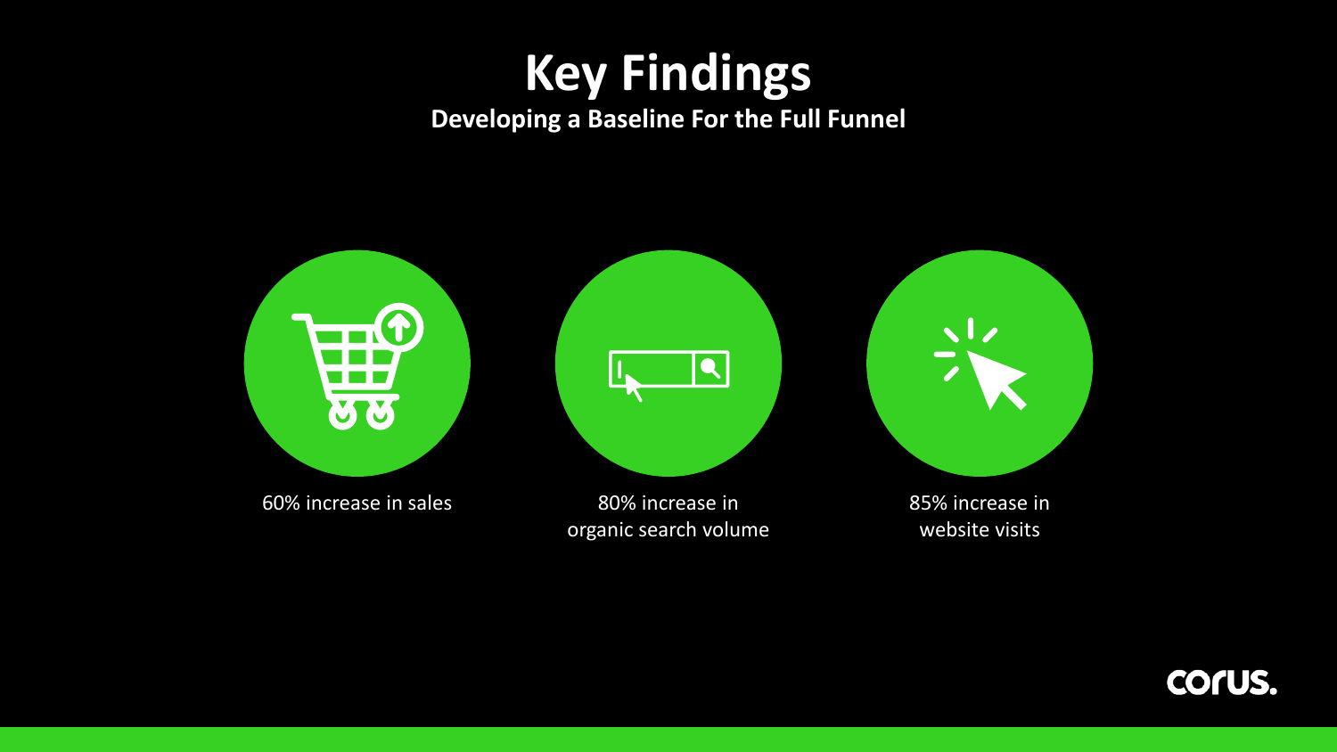# Key Findings

**Developing a Baseline For the Full Funnel**

60% increase in sales

80% increase in organic search volume

85% increase in website visits

corus.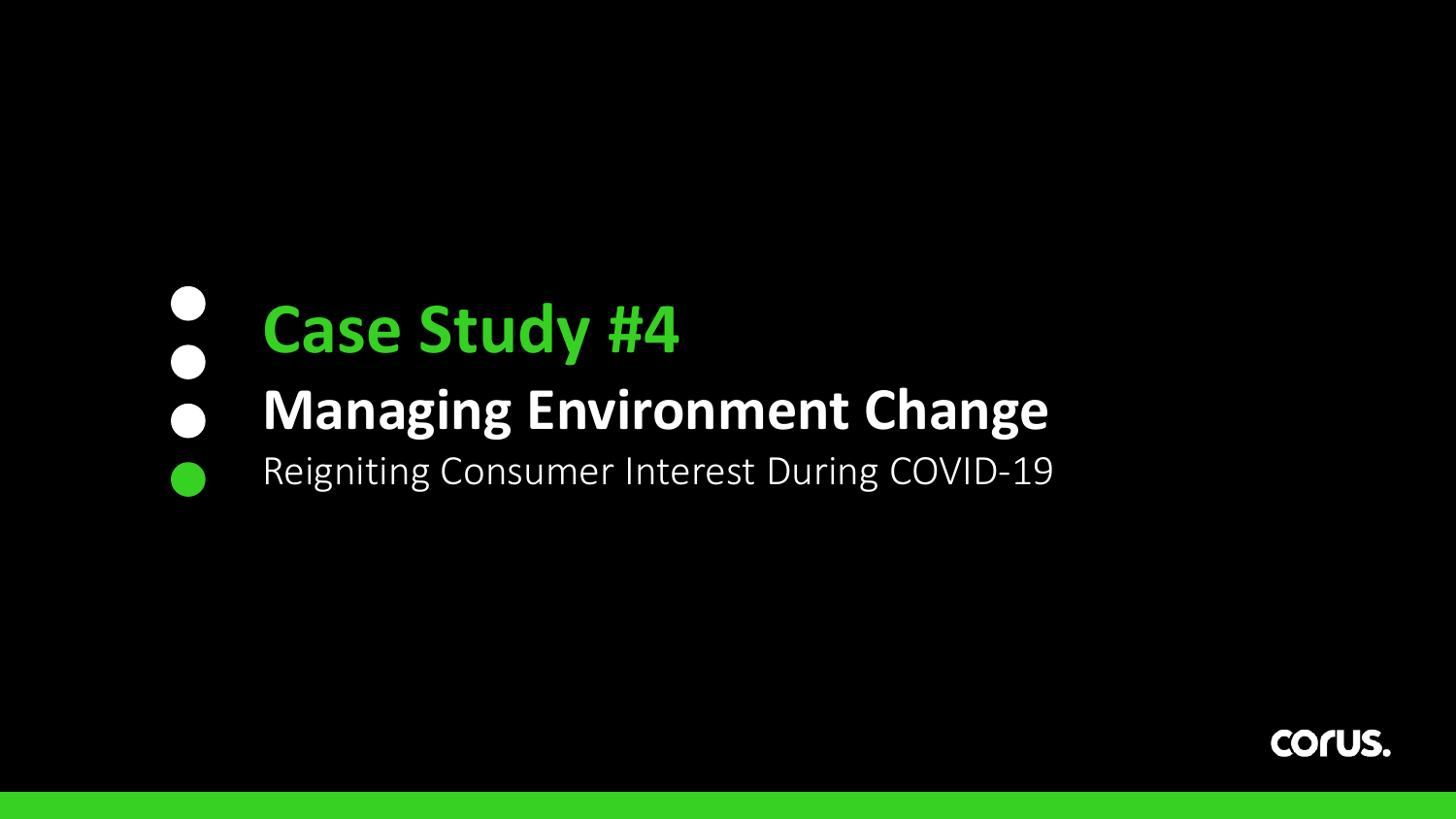# Case Study #4

## Managing Environment Change

Reigniting Consumer Interest During COVID-19

corus.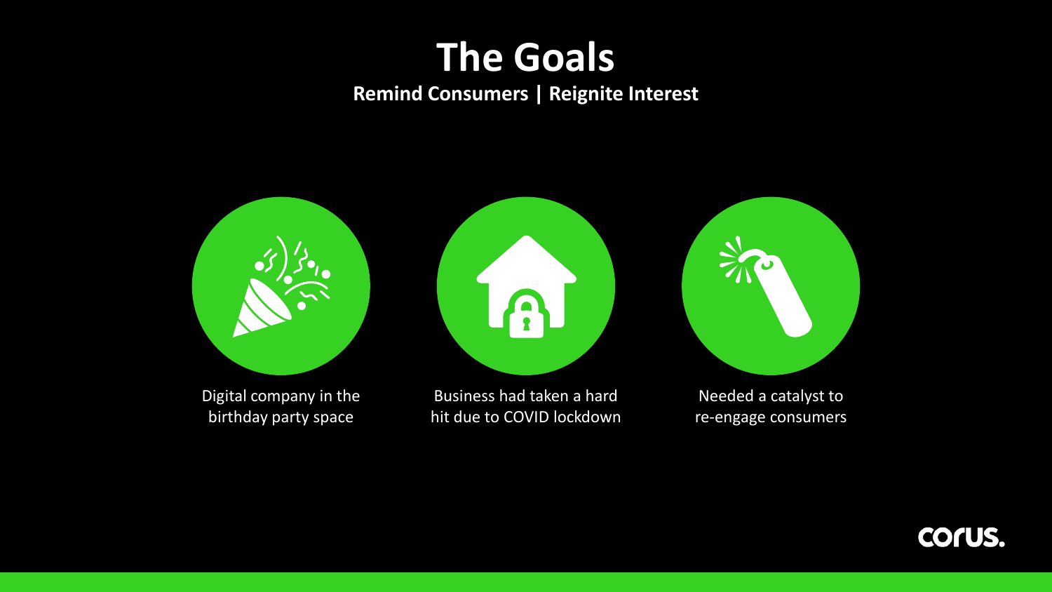# The Goals

**Remind Consumers | Reignite Interest**

Digital company in the birthday party space

Business had taken a hard hit due to COVID lockdown

Needed a catalyst to re-engage consumers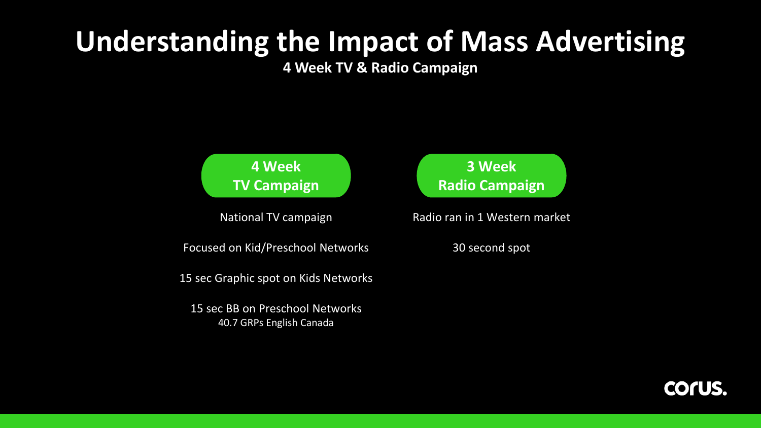# Understanding the Impact of Mass Advertising

**4 Week TV & Radio Campaign**

### 4 Week TV Campaign

National TV campaign

Focused on Kid/Preschool Networks

15 sec Graphic spot on Kids Networks

15 sec BB on Preschool Networks
40.7 GRPs English Canada

### 3 Week Radio Campaign

Radio ran in 1 Western market

30 second spot

corus.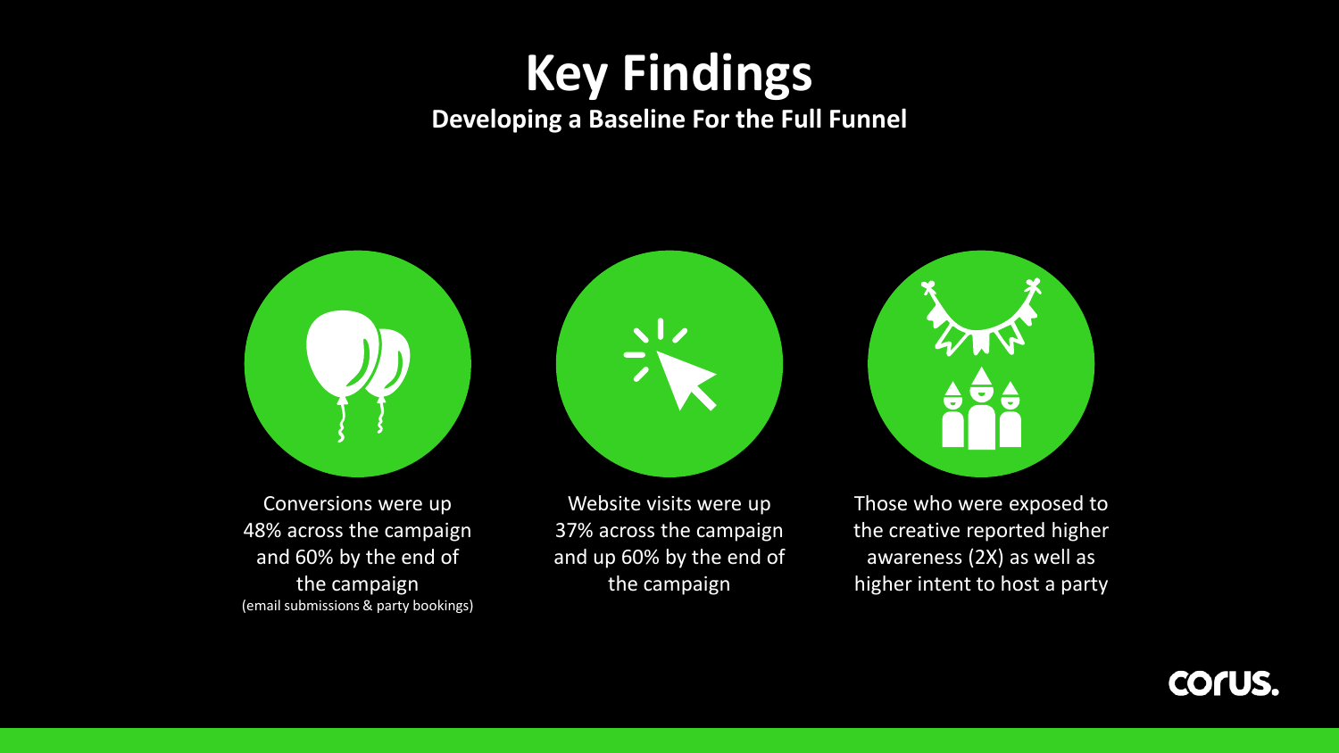# Key Findings

## Developing a Baseline For the Full Funnel

Conversions were up 48% across the campaign and 60% by the end of the campaign
(email submissions & party bookings)

Website visits were up 37% across the campaign and up 60% by the end of the campaign

Those who were exposed to the creative reported higher awareness (2X) as well as higher intent to host a party

corus.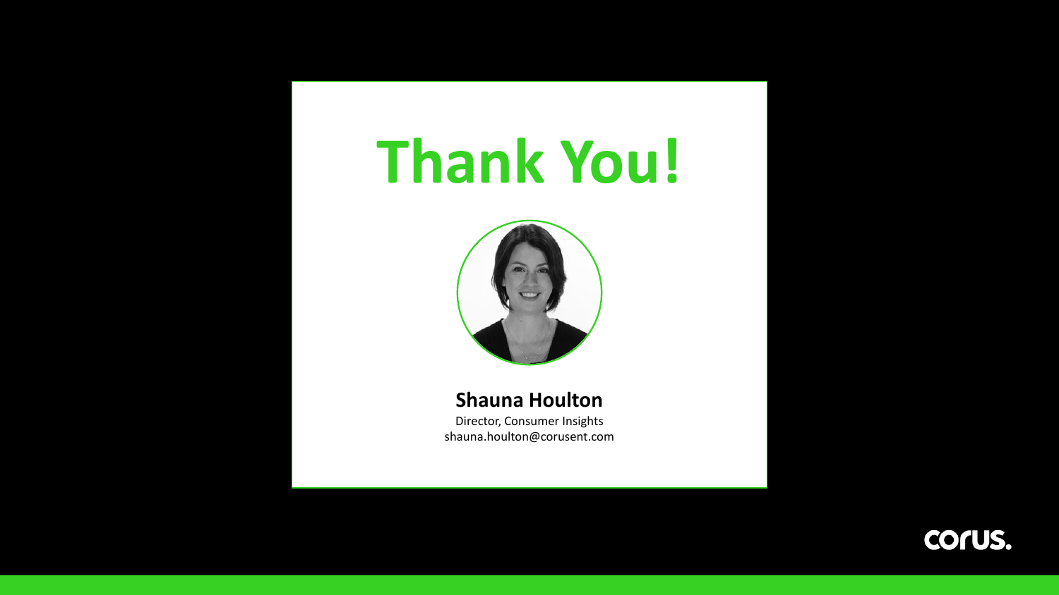# Thank You!

**Shauna Houlton**

Director, Consumer Insights

shauna.houlton@corusent.com